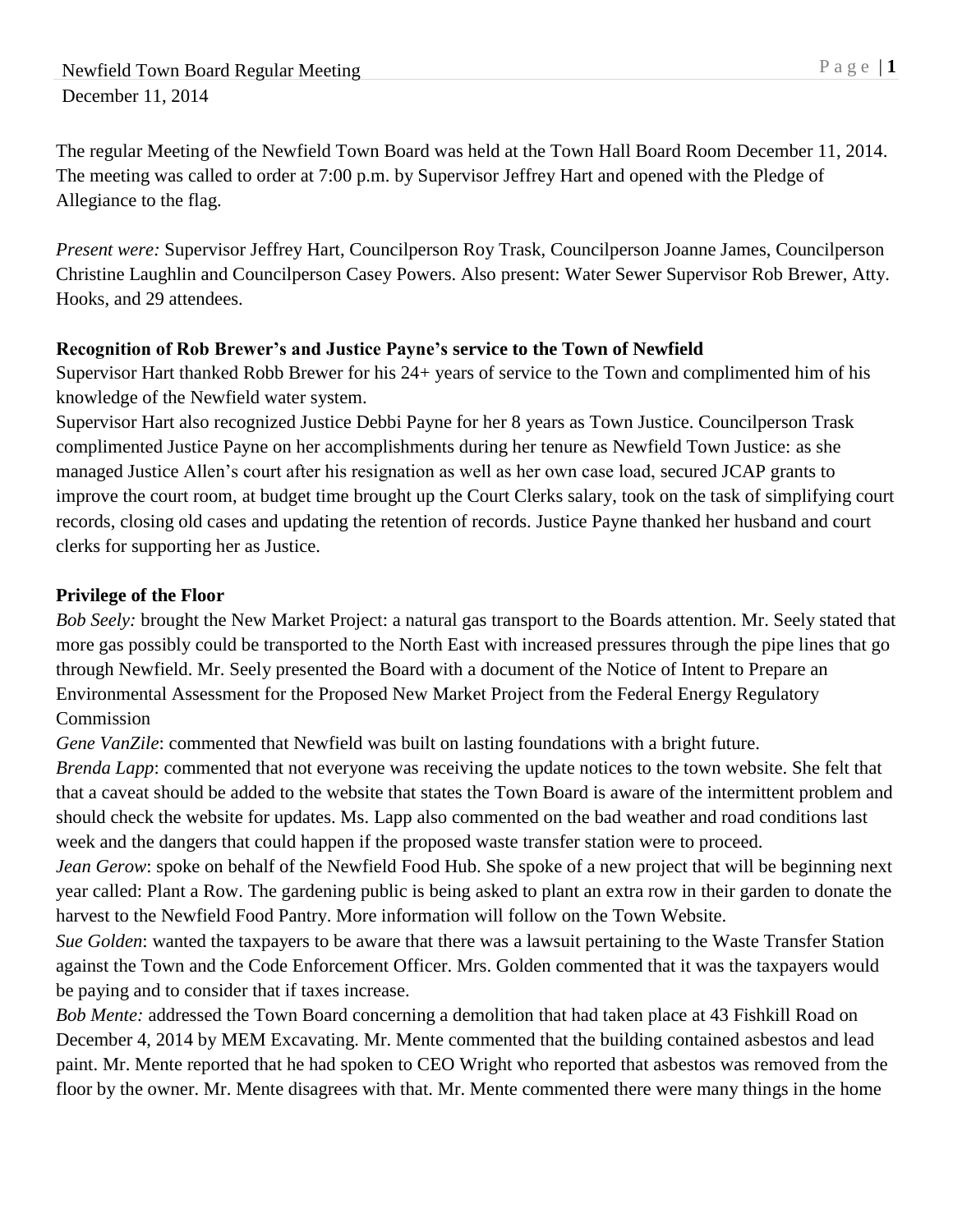Newfield Town Board Regular Meeting
December 11, 2014

The regular Meeting of the Newfield Town Board was held at the Town Hall Board Room December 11, 2014. The meeting was called to order at 7:00 p.m. by Supervisor Jeffrey Hart and opened with the Pledge of Allegiance to the flag.

*Present were:* Supervisor Jeffrey Hart, Councilperson Roy Trask, Councilperson Joanne James, Councilperson Christine Laughlin and Councilperson Casey Powers. Also present: Water Sewer Supervisor Rob Brewer, Atty. Hooks, and 29 attendees.

**Recognition of Rob Brewer's and Justice Payne's service to the Town of Newfield**

Supervisor Hart thanked Robb Brewer for his 24+ years of service to the Town and complimented him of his knowledge of the Newfield water system.

Supervisor Hart also recognized Justice Debbi Payne for her 8 years as Town Justice. Councilperson Trask complimented Justice Payne on her accomplishments during her tenure as Newfield Town Justice: as she managed Justice Allen's court after his resignation as well as her own case load, secured JCAP grants to improve the court room, at budget time brought up the Court Clerks salary, took on the task of simplifying court records, closing old cases and updating the retention of records. Justice Payne thanked her husband and court clerks for supporting her as Justice.

**Privilege of the Floor**

*Bob Seely:* brought the New Market Project: a natural gas transport to the Boards attention. Mr. Seely stated that more gas possibly could be transported to the North East with increased pressures through the pipe lines that go through Newfield. Mr. Seely presented the Board with a document of the Notice of Intent to Prepare an Environmental Assessment for the Proposed New Market Project from the Federal Energy Regulatory Commission

*Gene VanZile*: commented that Newfield was built on lasting foundations with a bright future.

*Brenda Lapp*: commented that not everyone was receiving the update notices to the town website. She felt that that a caveat should be added to the website that states the Town Board is aware of the intermittent problem and should check the website for updates. Ms. Lapp also commented on the bad weather and road conditions last week and the dangers that could happen if the proposed waste transfer station were to proceed.

*Jean Gerow*: spoke on behalf of the Newfield Food Hub. She spoke of a new project that will be beginning next year called: Plant a Row. The gardening public is being asked to plant an extra row in their garden to donate the harvest to the Newfield Food Pantry. More information will follow on the Town Website.

*Sue Golden*: wanted the taxpayers to be aware that there was a lawsuit pertaining to the Waste Transfer Station against the Town and the Code Enforcement Officer. Mrs. Golden commented that it was the taxpayers would be paying and to consider that if taxes increase.

*Bob Mente:* addressed the Town Board concerning a demolition that had taken place at 43 Fishkill Road on December 4, 2014 by MEM Excavating. Mr. Mente commented that the building contained asbestos and lead paint. Mr. Mente reported that he had spoken to CEO Wright who reported that asbestos was removed from the floor by the owner. Mr. Mente disagrees with that. Mr. Mente commented there were many things in the home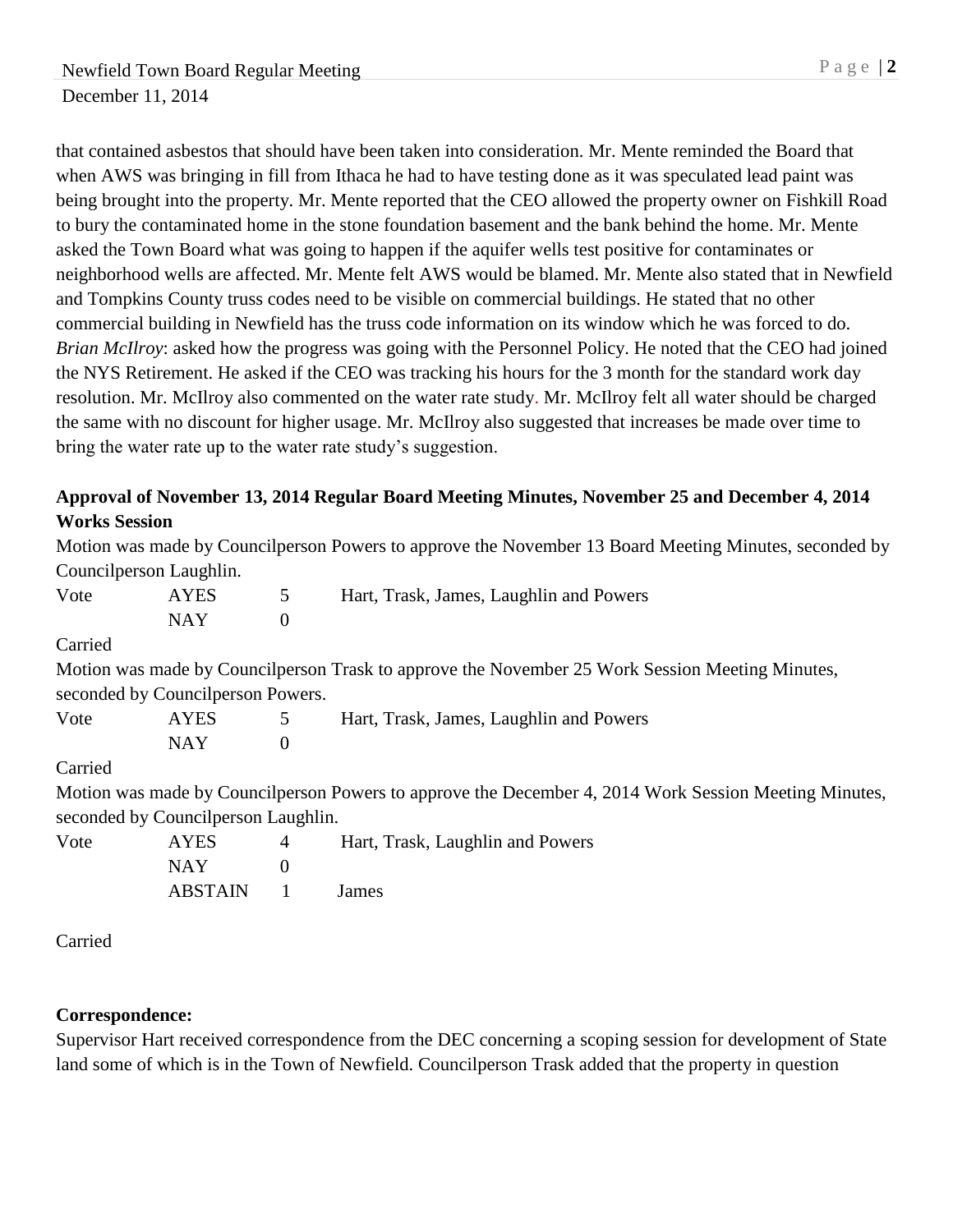that contained asbestos that should have been taken into consideration. Mr. Mente reminded the Board that when AWS was bringing in fill from Ithaca he had to have testing done as it was speculated lead paint was being brought into the property. Mr. Mente reported that the CEO allowed the property owner on Fishkill Road to bury the contaminated home in the stone foundation basement and the bank behind the home. Mr. Mente asked the Town Board what was going to happen if the aquifer wells test positive for contaminates or neighborhood wells are affected. Mr. Mente felt AWS would be blamed. Mr. Mente also stated that in Newfield and Tompkins County truss codes need to be visible on commercial buildings. He stated that no other commercial building in Newfield has the truss code information on its window which he was forced to do. *Brian McIlroy*: asked how the progress was going with the Personnel Policy. He noted that the CEO had joined the NYS Retirement. He asked if the CEO was tracking his hours for the 3 month for the standard work day resolution. Mr. McIlroy also commented on the water rate study. Mr. McIlroy felt all water should be charged the same with no discount for higher usage. Mr. McIlroy also suggested that increases be made over time to bring the water rate up to the water rate study's suggestion.

**Approval of November 13, 2014 Regular Board Meeting Minutes, November 25 and December 4, 2014 Works Session**

Motion was made by Councilperson Powers to approve the November 13 Board Meeting Minutes, seconded by Councilperson Laughlin.

| Vote | AYES | 5 | Hart, Trask, James, Laughlin and Powers |
|---|---|---|---|
| | NAY | 0 | |

Carried

Motion was made by Councilperson Trask to approve the November 25 Work Session Meeting Minutes, seconded by Councilperson Powers.

| Vote | AYES | 5 | Hart, Trask, James, Laughlin and Powers |
|---|---|---|---|
| | NAY | 0 | |

Carried

Motion was made by Councilperson Powers to approve the December 4, 2014 Work Session Meeting Minutes, seconded by Councilperson Laughlin.

| Vote | AYES | 4 | Hart, Trask, Laughlin and Powers |
|---|---|---|---|
| | NAY | 0 | |
| | ABSTAIN | 1 | James |

Carried

**Correspondence:**

Supervisor Hart received correspondence from the DEC concerning a scoping session for development of State land some of which is in the Town of Newfield. Councilperson Trask added that the property in question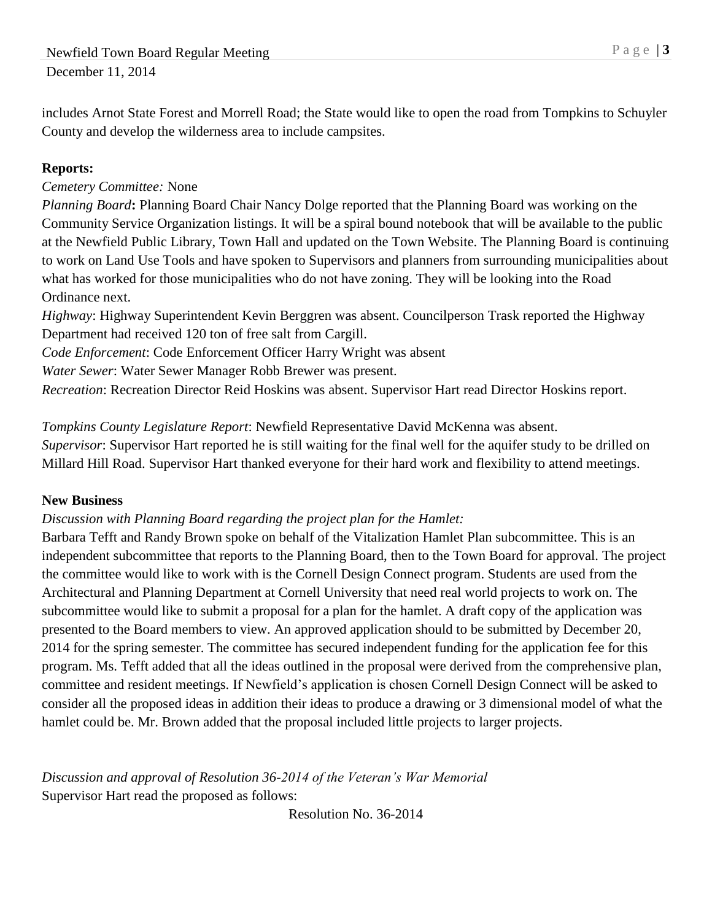includes Arnot State Forest and Morrell Road; the State would like to open the road from Tompkins to Schuyler County and develop the wilderness area to include campsites.

**Reports:**

*Cemetery Committee:* None

*Planning Board***:** Planning Board Chair Nancy Dolge reported that the Planning Board was working on the Community Service Organization listings. It will be a spiral bound notebook that will be available to the public at the Newfield Public Library, Town Hall and updated on the Town Website. The Planning Board is continuing to work on Land Use Tools and have spoken to Supervisors and planners from surrounding municipalities about what has worked for those municipalities who do not have zoning. They will be looking into the Road Ordinance next.

*Highway*: Highway Superintendent Kevin Berggren was absent. Councilperson Trask reported the Highway Department had received 120 ton of free salt from Cargill.

*Code Enforcement*: Code Enforcement Officer Harry Wright was absent

*Water Sewer*: Water Sewer Manager Robb Brewer was present.

*Recreation*: Recreation Director Reid Hoskins was absent. Supervisor Hart read Director Hoskins report.

*Tompkins County Legislature Report*: Newfield Representative David McKenna was absent.

*Supervisor*: Supervisor Hart reported he is still waiting for the final well for the aquifer study to be drilled on Millard Hill Road. Supervisor Hart thanked everyone for their hard work and flexibility to attend meetings.

**New Business**

*Discussion with Planning Board regarding the project plan for the Hamlet:*

Barbara Tefft and Randy Brown spoke on behalf of the Vitalization Hamlet Plan subcommittee. This is an independent subcommittee that reports to the Planning Board, then to the Town Board for approval. The project the committee would like to work with is the Cornell Design Connect program. Students are used from the Architectural and Planning Department at Cornell University that need real world projects to work on. The subcommittee would like to submit a proposal for a plan for the hamlet. A draft copy of the application was presented to the Board members to view. An approved application should to be submitted by December 20, 2014 for the spring semester. The committee has secured independent funding for the application fee for this program. Ms. Tefft added that all the ideas outlined in the proposal were derived from the comprehensive plan, committee and resident meetings. If Newfield's application is chosen Cornell Design Connect will be asked to consider all the proposed ideas in addition their ideas to produce a drawing or 3 dimensional model of what the hamlet could be. Mr. Brown added that the proposal included little projects to larger projects.

*Discussion and approval of Resolution 36-2014 of the Veteran's War Memorial*

Supervisor Hart read the proposed as follows:

Resolution No. 36-2014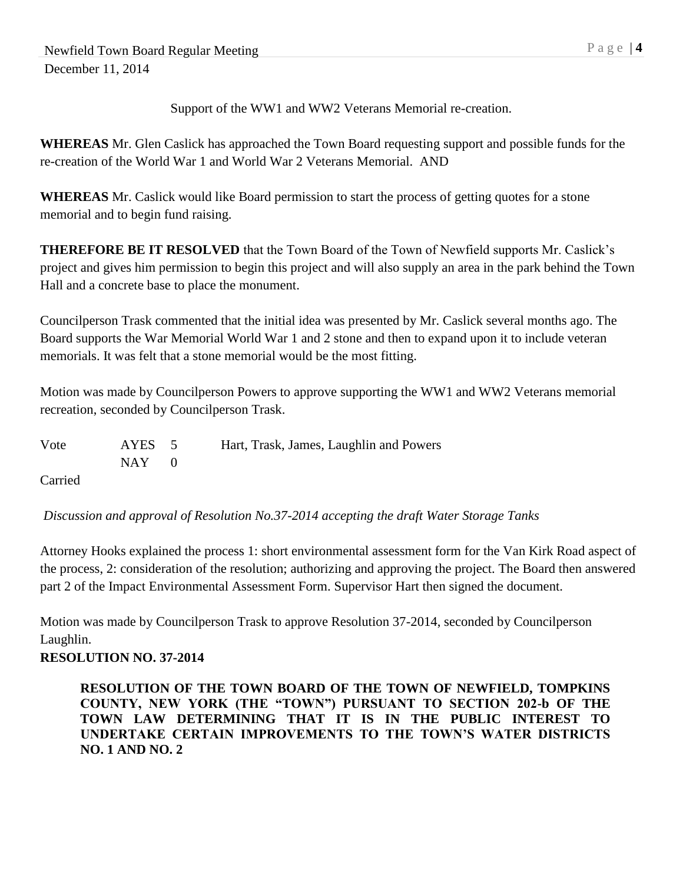Support of the WW1 and WW2 Veterans Memorial re-creation.

**WHEREAS** Mr. Glen Caslick has approached the Town Board requesting support and possible funds for the re-creation of the World War 1 and World War 2 Veterans Memorial. AND

**WHEREAS** Mr. Caslick would like Board permission to start the process of getting quotes for a stone memorial and to begin fund raising.

**THEREFORE BE IT RESOLVED** that the Town Board of the Town of Newfield supports Mr. Caslick's project and gives him permission to begin this project and will also supply an area in the park behind the Town Hall and a concrete base to place the monument.

Councilperson Trask commented that the initial idea was presented by Mr. Caslick several months ago. The Board supports the War Memorial World War 1 and 2 stone and then to expand upon it to include veteran memorials. It was felt that a stone memorial would be the most fitting.

Motion was made by Councilperson Powers to approve supporting the WW1 and WW2 Veterans memorial recreation, seconded by Councilperson Trask.

| Vote | AYES 5 | Hart, Trask, James, Laughlin and Powers |
|---|---|---|
| | NAY 0 | |

Carried

*Discussion and approval of Resolution No.37-2014 accepting the draft Water Storage Tanks*

Attorney Hooks explained the process 1: short environmental assessment form for the Van Kirk Road aspect of the process, 2: consideration of the resolution; authorizing and approving the project. The Board then answered part 2 of the Impact Environmental Assessment Form. Supervisor Hart then signed the document.

Motion was made by Councilperson Trask to approve Resolution 37-2014, seconded by Councilperson Laughlin.

**RESOLUTION NO. 37-2014**

**RESOLUTION OF THE TOWN BOARD OF THE TOWN OF NEWFIELD, TOMPKINS COUNTY, NEW YORK (THE "TOWN") PURSUANT TO SECTION 202-b OF THE TOWN LAW DETERMINING THAT IT IS IN THE PUBLIC INTEREST TO UNDERTAKE CERTAIN IMPROVEMENTS TO THE TOWN'S WATER DISTRICTS NO. 1 AND NO. 2**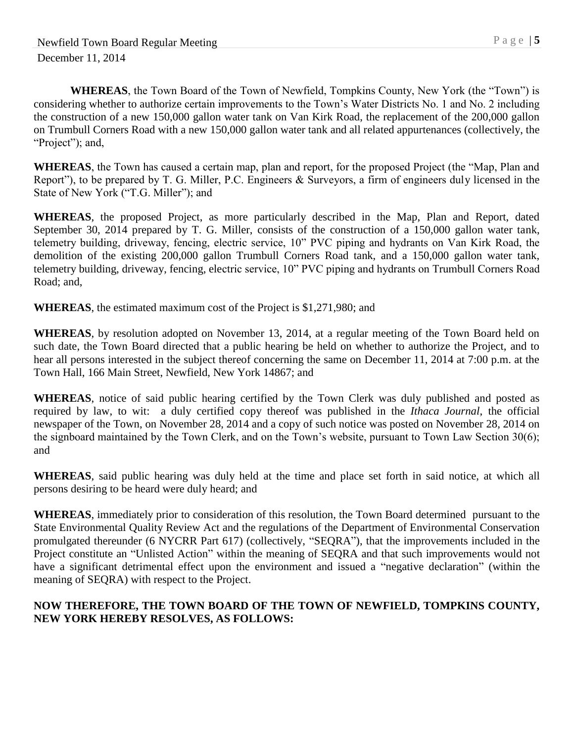**WHEREAS**, the Town Board of the Town of Newfield, Tompkins County, New York (the "Town") is considering whether to authorize certain improvements to the Town's Water Districts No. 1 and No. 2 including the construction of a new 150,000 gallon water tank on Van Kirk Road, the replacement of the 200,000 gallon on Trumbull Corners Road with a new 150,000 gallon water tank and all related appurtenances (collectively, the "Project"); and,

**WHEREAS**, the Town has caused a certain map, plan and report, for the proposed Project (the "Map, Plan and Report"), to be prepared by T. G. Miller, P.C. Engineers & Surveyors, a firm of engineers duly licensed in the State of New York ("T.G. Miller"); and

**WHEREAS**, the proposed Project, as more particularly described in the Map, Plan and Report, dated September 30, 2014 prepared by T. G. Miller, consists of the construction of a 150,000 gallon water tank, telemetry building, driveway, fencing, electric service, 10" PVC piping and hydrants on Van Kirk Road, the demolition of the existing 200,000 gallon Trumbull Corners Road tank, and a 150,000 gallon water tank, telemetry building, driveway, fencing, electric service, 10" PVC piping and hydrants on Trumbull Corners Road Road; and,

**WHEREAS**, the estimated maximum cost of the Project is $1,271,980; and

**WHEREAS**, by resolution adopted on November 13, 2014, at a regular meeting of the Town Board held on such date, the Town Board directed that a public hearing be held on whether to authorize the Project, and to hear all persons interested in the subject thereof concerning the same on December 11, 2014 at 7:00 p.m. at the Town Hall, 166 Main Street, Newfield, New York 14867; and

**WHEREAS**, notice of said public hearing certified by the Town Clerk was duly published and posted as required by law, to wit: a duly certified copy thereof was published in the *Ithaca Journal*, the official newspaper of the Town, on November 28, 2014 and a copy of such notice was posted on November 28, 2014 on the signboard maintained by the Town Clerk, and on the Town's website, pursuant to Town Law Section 30(6); and

**WHEREAS**, said public hearing was duly held at the time and place set forth in said notice, at which all persons desiring to be heard were duly heard; and

**WHEREAS**, immediately prior to consideration of this resolution, the Town Board determined pursuant to the State Environmental Quality Review Act and the regulations of the Department of Environmental Conservation promulgated thereunder (6 NYCRR Part 617) (collectively, "SEQRA"), that the improvements included in the Project constitute an "Unlisted Action" within the meaning of SEQRA and that such improvements would not have a significant detrimental effect upon the environment and issued a "negative declaration" (within the meaning of SEQRA) with respect to the Project.

**NOW THEREFORE, THE TOWN BOARD OF THE TOWN OF NEWFIELD, TOMPKINS COUNTY, NEW YORK HEREBY RESOLVES, AS FOLLOWS:**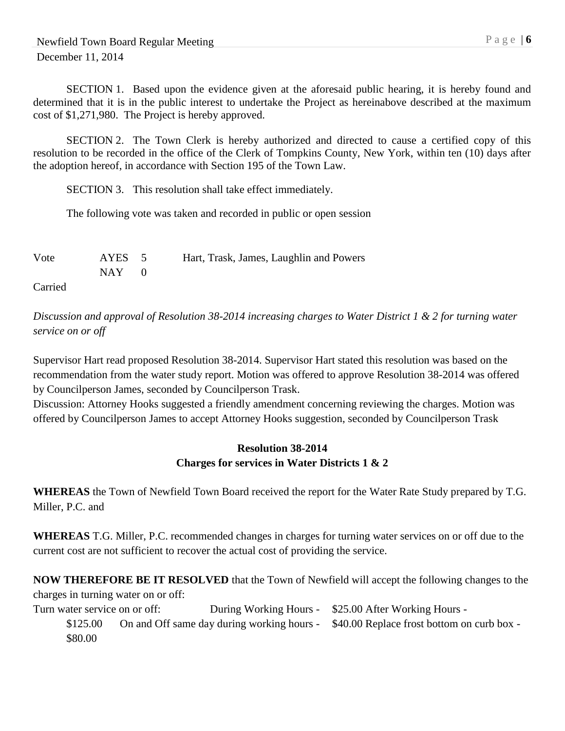SECTION 1. Based upon the evidence given at the aforesaid public hearing, it is hereby found and determined that it is in the public interest to undertake the Project as hereinabove described at the maximum cost of $1,271,980. The Project is hereby approved.

SECTION 2. The Town Clerk is hereby authorized and directed to cause a certified copy of this resolution to be recorded in the office of the Clerk of Tompkins County, New York, within ten (10) days after the adoption hereof, in accordance with Section 195 of the Town Law.

SECTION 3. This resolution shall take effect immediately.

The following vote was taken and recorded in public or open session

| Vote | AYES | 5 | Hart, Trask, James, Laughlin and Powers |
|---|---|---|---|
| | NAY | 0 | |

Carried

*Discussion and approval of Resolution 38-2014 increasing charges to Water District 1 & 2 for turning water service on or off*

Supervisor Hart read proposed Resolution 38-2014. Supervisor Hart stated this resolution was based on the recommendation from the water study report. Motion was offered to approve Resolution 38-2014 was offered by Councilperson James, seconded by Councilperson Trask.

Discussion: Attorney Hooks suggested a friendly amendment concerning reviewing the charges. Motion was offered by Councilperson James to accept Attorney Hooks suggestion, seconded by Councilperson Trask

**Resolution 38-2014**
**Charges for services in Water Districts 1 & 2**

**WHEREAS** the Town of Newfield Town Board received the report for the Water Rate Study prepared by T.G. Miller, P.C. and

**WHEREAS** T.G. Miller, P.C. recommended changes in charges for turning water services on or off due to the current cost are not sufficient to recover the actual cost of providing the service.

**NOW THEREFORE BE IT RESOLVED** that the Town of Newfield will accept the following changes to the charges in turning water on or off:

Turn water service on or off: During Working Hours - $25.00 After Working Hours - $125.00 On and Off same day during working hours - $40.00 Replace frost bottom on curb box - $80.00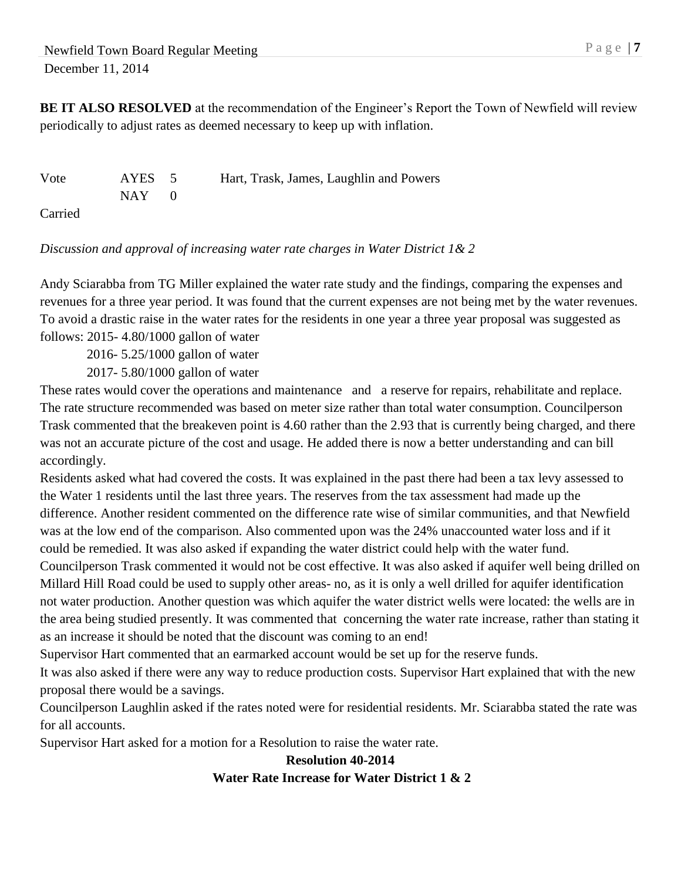**BE IT ALSO RESOLVED** at the recommendation of the Engineer's Report the Town of Newfield will review periodically to adjust rates as deemed necessary to keep up with inflation.

| Vote | AYES 5 | Hart, Trask, James, Laughlin and Powers |
|---|---|---|
| | NAY 0 | |

Carried

*Discussion and approval of increasing water rate charges in Water District 1& 2*

Andy Sciarabba from TG Miller explained the water rate study and the findings, comparing the expenses and revenues for a three year period. It was found that the current expenses are not being met by the water revenues. To avoid a drastic raise in the water rates for the residents in one year a three year proposal was suggested as follows: 2015- 4.80/1000 gallon of water

2016- 5.25/1000 gallon of water

2017- 5.80/1000 gallon of water

These rates would cover the operations and maintenance and a reserve for repairs, rehabilitate and replace. The rate structure recommended was based on meter size rather than total water consumption. Councilperson Trask commented that the breakeven point is 4.60 rather than the 2.93 that is currently being charged, and there was not an accurate picture of the cost and usage. He added there is now a better understanding and can bill accordingly.

Residents asked what had covered the costs. It was explained in the past there had been a tax levy assessed to the Water 1 residents until the last three years. The reserves from the tax assessment had made up the difference. Another resident commented on the difference rate wise of similar communities, and that Newfield was at the low end of the comparison. Also commented upon was the 24% unaccounted water loss and if it could be remedied. It was also asked if expanding the water district could help with the water fund. Councilperson Trask commented it would not be cost effective. It was also asked if aquifer well being drilled on Millard Hill Road could be used to supply other areas- no, as it is only a well drilled for aquifer identification not water production. Another question was which aquifer the water district wells were located: the wells are in the area being studied presently. It was commented that concerning the water rate increase, rather than stating it as an increase it should be noted that the discount was coming to an end!

Supervisor Hart commented that an earmarked account would be set up for the reserve funds.

It was also asked if there were any way to reduce production costs. Supervisor Hart explained that with the new proposal there would be a savings.

Councilperson Laughlin asked if the rates noted were for residential residents. Mr. Sciarabba stated the rate was for all accounts.

Supervisor Hart asked for a motion for a Resolution to raise the water rate.

**Resolution 40-2014**

**Water Rate Increase for Water District 1 & 2**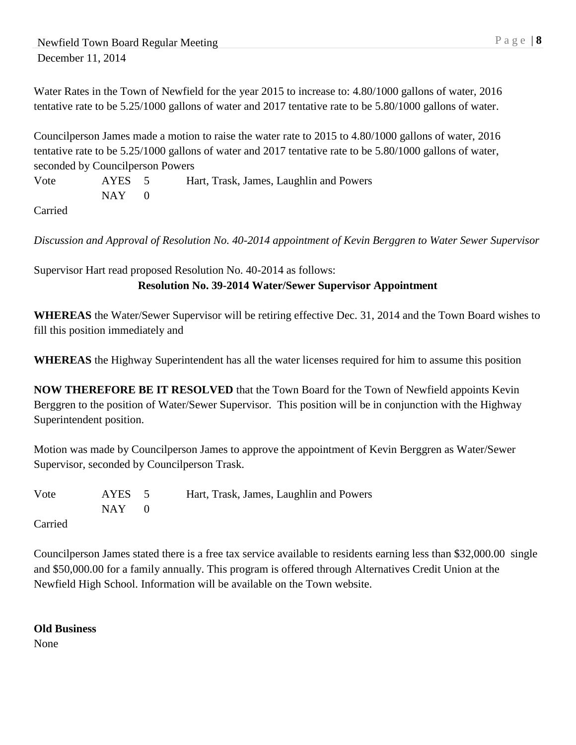Water Rates in the Town of Newfield for the year 2015 to increase to: 4.80/1000 gallons of water, 2016 tentative rate to be 5.25/1000 gallons of water and 2017 tentative rate to be 5.80/1000 gallons of water.

Councilperson James made a motion to raise the water rate to 2015 to 4.80/1000 gallons of water, 2016 tentative rate to be 5.25/1000 gallons of water and 2017 tentative rate to be 5.80/1000 gallons of water, seconded by Councilperson Powers

| Vote | AYES | 5 | Hart, Trask, James, Laughlin and Powers |
|---|---|---|---|
| | NAY | 0 | |

Carried

*Discussion and Approval of Resolution No. 40-2014 appointment of Kevin Berggren to Water Sewer Supervisor*

Supervisor Hart read proposed Resolution No. 40-2014 as follows:

**Resolution No. 39-2014 Water/Sewer Supervisor Appointment**

**WHEREAS** the Water/Sewer Supervisor will be retiring effective Dec. 31, 2014 and the Town Board wishes to fill this position immediately and

**WHEREAS** the Highway Superintendent has all the water licenses required for him to assume this position

**NOW THEREFORE BE IT RESOLVED** that the Town Board for the Town of Newfield appoints Kevin Berggren to the position of Water/Sewer Supervisor. This position will be in conjunction with the Highway Superintendent position.

Motion was made by Councilperson James to approve the appointment of Kevin Berggren as Water/Sewer Supervisor, seconded by Councilperson Trask.

| Vote | AYES | 5 | Hart, Trask, James, Laughlin and Powers |
|---|---|---|---|
| | NAY | 0 | |

Carried

Councilperson James stated there is a free tax service available to residents earning less than $32,000.00 single and $50,000.00 for a family annually. This program is offered through Alternatives Credit Union at the Newfield High School. Information will be available on the Town website.

**Old Business**

None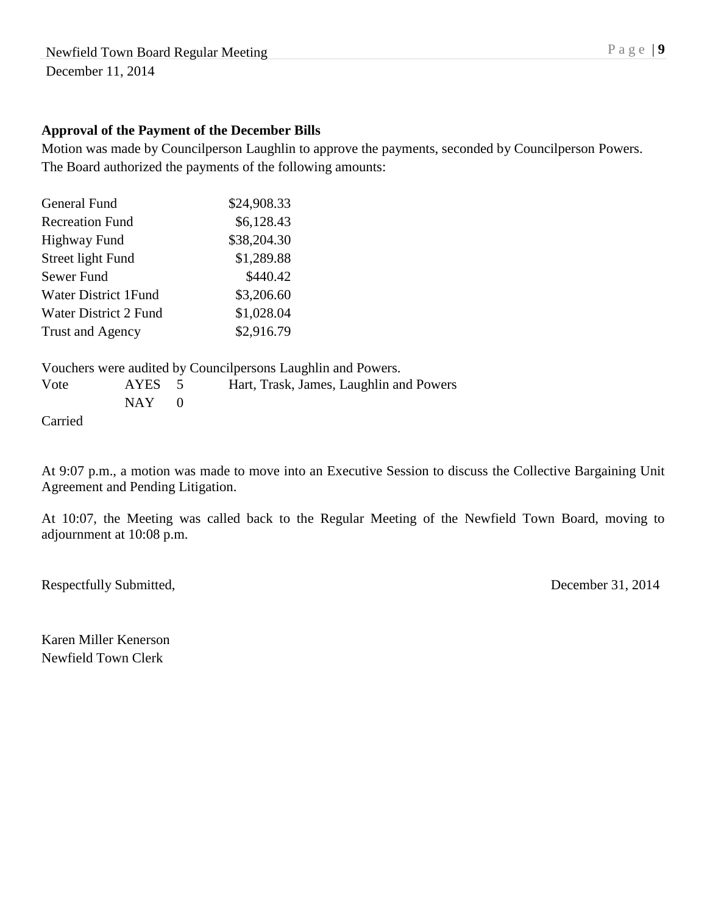**Approval of the Payment of the December Bills**

Motion was made by Councilperson Laughlin to approve the payments, seconded by Councilperson Powers. The Board authorized the payments of the following amounts:

| | |
|---|---|
| General Fund | $24,908.33 |
| Recreation Fund | $6,128.43 |
| Highway Fund | $38,204.30 |
| Street light Fund | $1,289.88 |
| Sewer Fund | $440.42 |
| Water District 1Fund | $3,206.60 |
| Water District 2 Fund | $1,028.04 |
| Trust and Agency | $2,916.79 |

Vouchers were audited by Councilpersons Laughlin and Powers.

| | | | |
|---|---|---|---|
| Vote | AYES | 5 | Hart, Trask, James, Laughlin and Powers |
| | NAY | 0 | |

Carried

At 9:07 p.m., a motion was made to move into an Executive Session to discuss the Collective Bargaining Unit Agreement and Pending Litigation.

At 10:07, the Meeting was called back to the Regular Meeting of the Newfield Town Board, moving to adjournment at 10:08 p.m.

Respectfully Submitted, December 31, 2014

Karen Miller Kenerson
Newfield Town Clerk